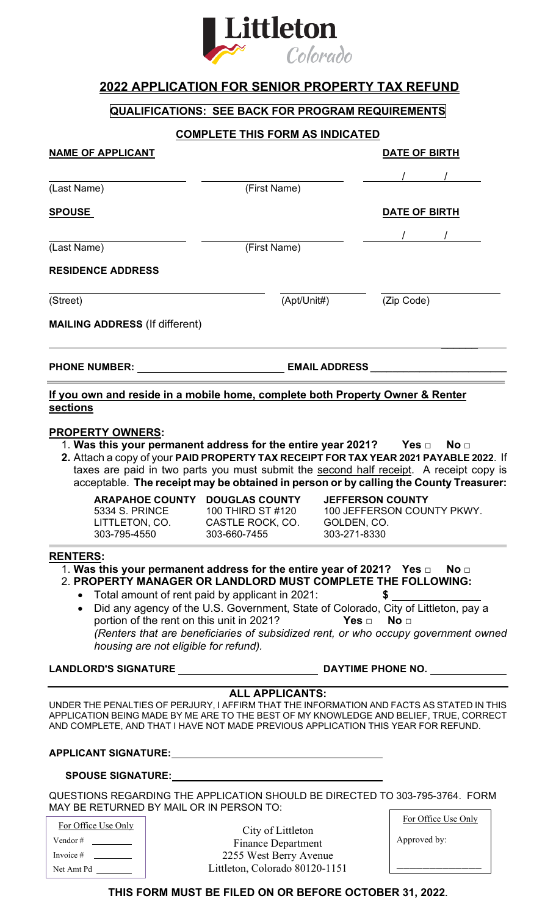Littleton Colorado

# 2022 APPLICATION FOR SENIOR PROPERTY TAX REFUND

**QUALIFICATIONS: SEE BACK FOR PROGRAM REQUIREMENTS**

**COMPLETE THIS FORM AS INDICATED**

**NAME OF APPLICANT** **DATE OF BIRTH**

_______________ _______________ ___/___/___

(Last Name) (First Name)

**SPOUSE** **DATE OF BIRTH**

_______________ _______________ ___/___/___

(Last Name) (First Name)

**RESIDENCE ADDRESS**

_______________ _______________ _______________

(Street) (Apt/Unit#) (Zip Code)

**MAILING ADDRESS** (If different)

_______________________________________________

**PHONE NUMBER:** _______________ **EMAIL ADDRESS** _______________

**If you own and reside in a mobile home, complete both Property Owner & Renter sections**

**PROPERTY OWNERS:**

1. **Was this your permanent address for the entire year 2021? Yes □ No □**
2. Attach a copy of your **PAID PROPERTY TAX RECEIPT FOR TAX YEAR 2021 PAYABLE 2022**. If taxes are paid in two parts you must submit the second half receipt. A receipt copy is acceptable. **The receipt may be obtained in person or by calling the County Treasurer:**

| ARAPAHOE COUNTY | DOUGLAS COUNTY | JEFFERSON COUNTY |
|---|---|---|
| 5334 S. PRINCE | 100 THIRD ST #120 | 100 JEFFERSON COUNTY PKWY. |
| LITTLETON, CO. | CASTLE ROCK, CO. | GOLDEN, CO. |
| 303-795-4550 | 303-660-7455 | 303-271-8330 |

**RENTERS:**

1. **Was this your permanent address for the entire year of 2021? Yes □ No □**
2. **PROPERTY MANAGER OR LANDLORD MUST COMPLETE THE FOLLOWING:**
   - Total amount of rent paid by applicant in 2021: **$** _______________
   - Did any agency of the U.S. Government, State of Colorado, City of Littleton, pay a portion of the rent on this unit in 2021? **Yes □ No □**
     *(Renters that are beneficiaries of subsidized rent, or who occupy government owned housing are not eligible for refund).*

**LANDLORD'S SIGNATURE** _______________ **DAYTIME PHONE NO.** _______________

**ALL APPLICANTS:**

UNDER THE PENALTIES OF PERJURY, I AFFIRM THAT THE INFORMATION AND FACTS AS STATED IN THIS APPLICATION BEING MADE BY ME ARE TO THE BEST OF MY KNOWLEDGE AND BELIEF, TRUE, CORRECT AND COMPLETE, AND THAT I HAVE NOT MADE PREVIOUS APPLICATION THIS YEAR FOR REFUND.

**APPLICANT SIGNATURE:** _______________

**SPOUSE SIGNATURE:** _______________

QUESTIONS REGARDING THE APPLICATION SHOULD BE DIRECTED TO 303-795-3764. FORM MAY BE RETURNED BY MAIL OR IN PERSON TO:

City of Littleton
Finance Department
2255 West Berry Avenue
Littleton, Colorado 80120-1151

For Office Use Only
Vendor # ________
Invoice # ________
Net Amt Pd ________

For Office Use Only
Approved by:
________________

**THIS FORM MUST BE FILED ON OR BEFORE OCTOBER 31, 2022.**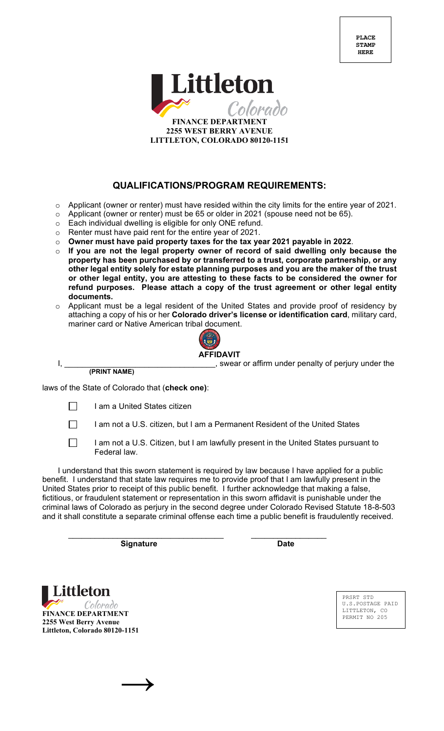PLACE STAMP HERE

**Littleton**
*Colorado*

**FINANCE DEPARTMENT**
**2255 WEST BERRY AVENUE**
**LITTLETON, COLORADO 80120-1151**

## QUALIFICATIONS/PROGRAM REQUIREMENTS:

- Applicant (owner or renter) must have resided within the city limits for the entire year of 2021.
- Applicant (owner or renter) must be 65 or older in 2021 (spouse need not be 65).
- Each individual dwelling is eligible for only ONE refund.
- Renter must have paid rent for the entire year of 2021.
- **Owner must have paid property taxes for the tax year 2021 payable in 2022**.
- **If you are not the legal property owner of record of said dwelling only because the property has been purchased by or transferred to a trust, corporate partnership, or any other legal entity solely for estate planning purposes and you are the maker of the trust or other legal entity, you are attesting to these facts to be considered the owner for refund purposes. Please attach a copy of the trust agreement or other legal entity documents.**
- Applicant must be a legal resident of the United States and provide proof of residency by attaching a copy of his or her **Colorado driver's license or identification card**, military card, mariner card or Native American tribal document.

### AFFIDAVIT

I, _________________________________, swear or affirm under penalty of perjury under the
**(PRINT NAME)**

laws of the State of Colorado that (**check one**):

- ☐ I am a United States citizen
- ☐ I am not a U.S. citizen, but I am a Permanent Resident of the United States
- ☐ I am not a U.S. Citizen, but I am lawfully present in the United States pursuant to Federal law.

I understand that this sworn statement is required by law because I have applied for a public benefit. I understand that state law requires me to provide proof that I am lawfully present in the United States prior to receipt of this public benefit. I further acknowledge that making a false, fictitious, or fraudulent statement or representation in this sworn affidavit is punishable under the criminal laws of Colorado as perjury in the second degree under Colorado Revised Statute 18-8-503 and it shall constitute a separate criminal offense each time a public benefit is fraudulently received.

_________________________________ _________________
**Signature** **Date**

**Littleton**
*Colorado*
**FINANCE DEPARTMENT**
**2255 West Berry Avenue**
**Littleton, Colorado 80120-1151**

PRSRT STD
U.S.POSTAGE PAID
LITTLETON, CO
PERMIT NO 205

⟶